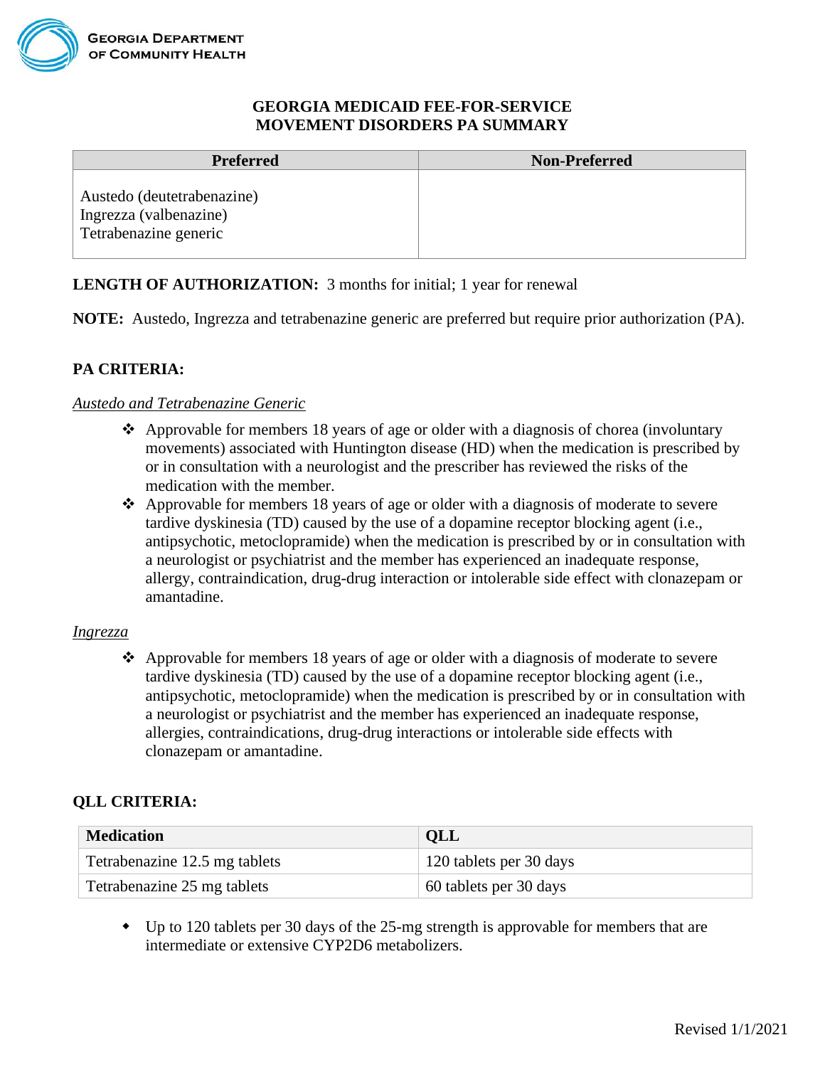GEORGIA DEPARTMENT OF COMMUNITY HEALTH

# GEORGIA MEDICAID FEE-FOR-SERVICE
# MOVEMENT DISORDERS PA SUMMARY

| Preferred | Non-Preferred |
|---|---|
| Austedo (deutetrabenazine)<br>Ingrezza (valbenazine)<br>Tetrabenazine generic | |

**LENGTH OF AUTHORIZATION:** 3 months for initial; 1 year for renewal

**NOTE:** Austedo, Ingrezza and tetrabenazine generic are preferred but require prior authorization (PA).

## PA CRITERIA:

*Austedo and Tetrabenazine Generic*

- Approvable for members 18 years of age or older with a diagnosis of chorea (involuntary movements) associated with Huntington disease (HD) when the medication is prescribed by or in consultation with a neurologist and the prescriber has reviewed the risks of the medication with the member.
- Approvable for members 18 years of age or older with a diagnosis of moderate to severe tardive dyskinesia (TD) caused by the use of a dopamine receptor blocking agent (i.e., antipsychotic, metoclopramide) when the medication is prescribed by or in consultation with a neurologist or psychiatrist and the member has experienced an inadequate response, allergy, contraindication, drug-drug interaction or intolerable side effect with clonazepam or amantadine.

*Ingrezza*

- Approvable for members 18 years of age or older with a diagnosis of moderate to severe tardive dyskinesia (TD) caused by the use of a dopamine receptor blocking agent (i.e., antipsychotic, metoclopramide) when the medication is prescribed by or in consultation with a neurologist or psychiatrist and the member has experienced an inadequate response, allergies, contraindications, drug-drug interactions or intolerable side effects with clonazepam or amantadine.

## QLL CRITERIA:

| Medication | QLL |
|---|---|
| Tetrabenazine 12.5 mg tablets | 120 tablets per 30 days |
| Tetrabenazine 25 mg tablets | 60 tablets per 30 days |

- Up to 120 tablets per 30 days of the 25-mg strength is approvable for members that are intermediate or extensive CYP2D6 metabolizers.

Revised 1/1/2021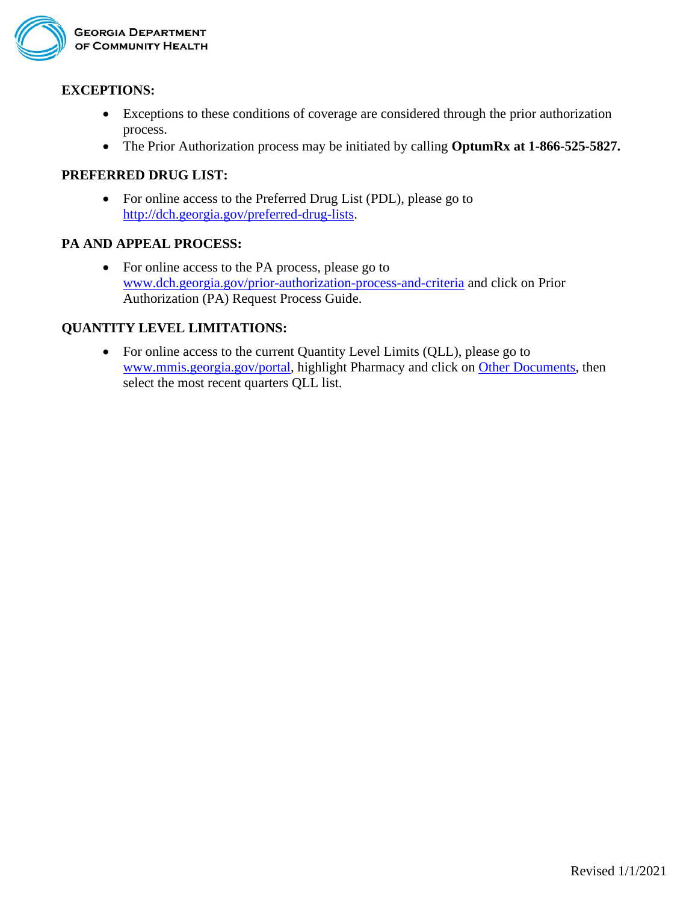**EXCEPTIONS:**

- Exceptions to these conditions of coverage are considered through the prior authorization process.
- The Prior Authorization process may be initiated by calling **OptumRx at 1-866-525-5827.**

**PREFERRED DRUG LIST:**

- For online access to the Preferred Drug List (PDL), please go to http://dch.georgia.gov/preferred-drug-lists.

**PA AND APPEAL PROCESS:**

- For online access to the PA process, please go to www.dch.georgia.gov/prior-authorization-process-and-criteria and click on Prior Authorization (PA) Request Process Guide.

**QUANTITY LEVEL LIMITATIONS:**

- For online access to the current Quantity Level Limits (QLL), please go to www.mmis.georgia.gov/portal, highlight Pharmacy and click on Other Documents, then select the most recent quarters QLL list.

Revised 1/1/2021